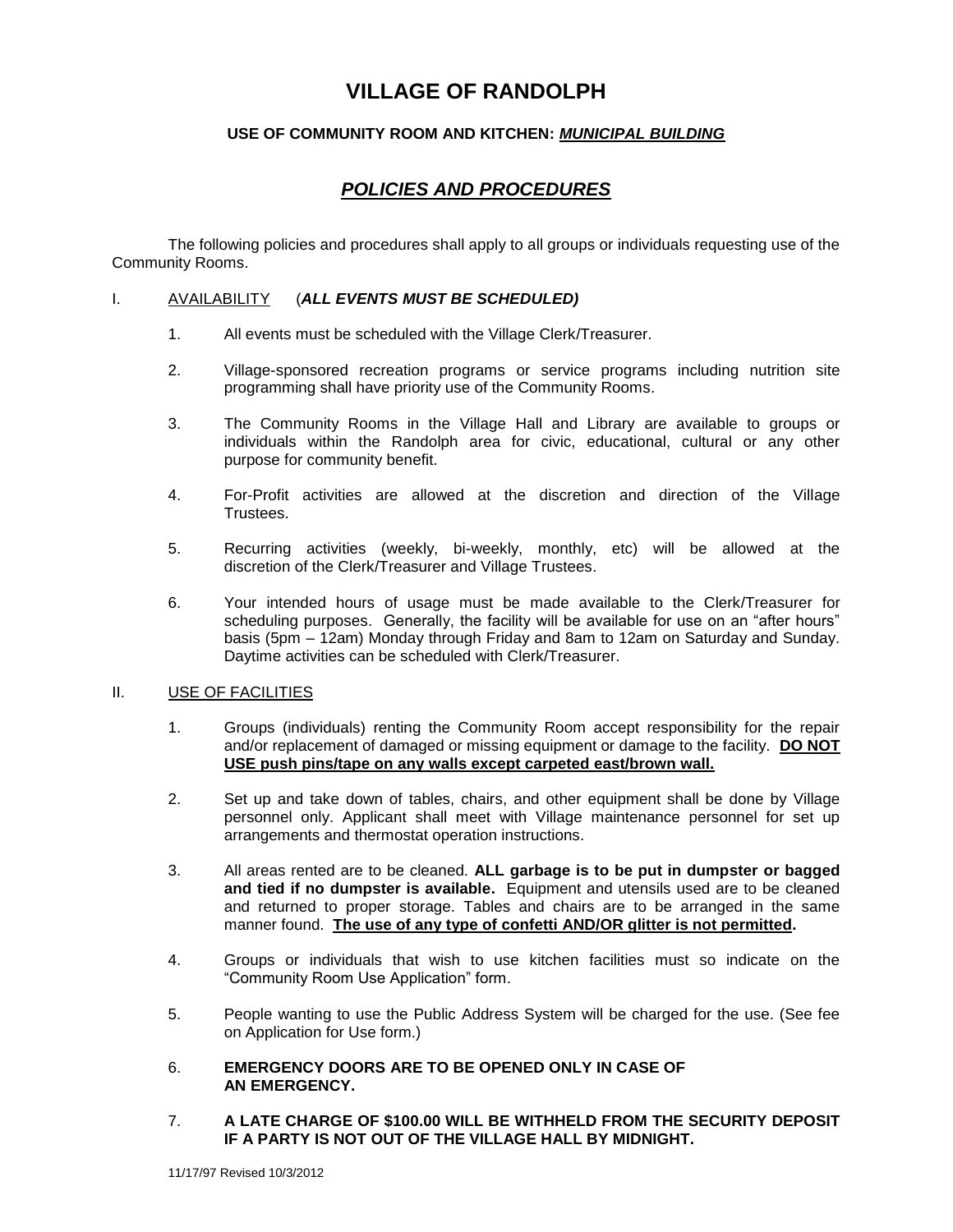# VILLAGE OF RANDOLPH

**USE OF COMMUNITY ROOM AND KITCHEN: *MUNICIPAL BUILDING***

## *POLICIES AND PROCEDURES*

The following policies and procedures shall apply to all groups or individuals requesting use of the Community Rooms.

I. AVAILABILITY (***ALL EVENTS MUST BE SCHEDULED)***

1. All events must be scheduled with the Village Clerk/Treasurer.
2. Village-sponsored recreation programs or service programs including nutrition site programming shall have priority use of the Community Rooms.
3. The Community Rooms in the Village Hall and Library are available to groups or individuals within the Randolph area for civic, educational, cultural or any other purpose for community benefit.
4. For-Profit activities are allowed at the discretion and direction of the Village Trustees.
5. Recurring activities (weekly, bi-weekly, monthly, etc) will be allowed at the discretion of the Clerk/Treasurer and Village Trustees.
6. Your intended hours of usage must be made available to the Clerk/Treasurer for scheduling purposes. Generally, the facility will be available for use on an "after hours" basis (5pm – 12am) Monday through Friday and 8am to 12am on Saturday and Sunday. Daytime activities can be scheduled with Clerk/Treasurer.

II. USE OF FACILITIES

1. Groups (individuals) renting the Community Room accept responsibility for the repair and/or replacement of damaged or missing equipment or damage to the facility. **DO NOT USE push pins/tape on any walls except carpeted east/brown wall.**
2. Set up and take down of tables, chairs, and other equipment shall be done by Village personnel only. Applicant shall meet with Village maintenance personnel for set up arrangements and thermostat operation instructions.
3. All areas rented are to be cleaned. **ALL garbage is to be put in dumpster or bagged and tied if no dumpster is available.** Equipment and utensils used are to be cleaned and returned to proper storage. Tables and chairs are to be arranged in the same manner found. **The use of any type of confetti AND/OR glitter is not permitted.**
4. Groups or individuals that wish to use kitchen facilities must so indicate on the "Community Room Use Application" form.
5. People wanting to use the Public Address System will be charged for the use. (See fee on Application for Use form.)
6. **EMERGENCY DOORS ARE TO BE OPENED ONLY IN CASE OF AN EMERGENCY.**
7. **A LATE CHARGE OF $100.00 WILL BE WITHHELD FROM THE SECURITY DEPOSIT IF A PARTY IS NOT OUT OF THE VILLAGE HALL BY MIDNIGHT.**

11/17/97 Revised 10/3/2012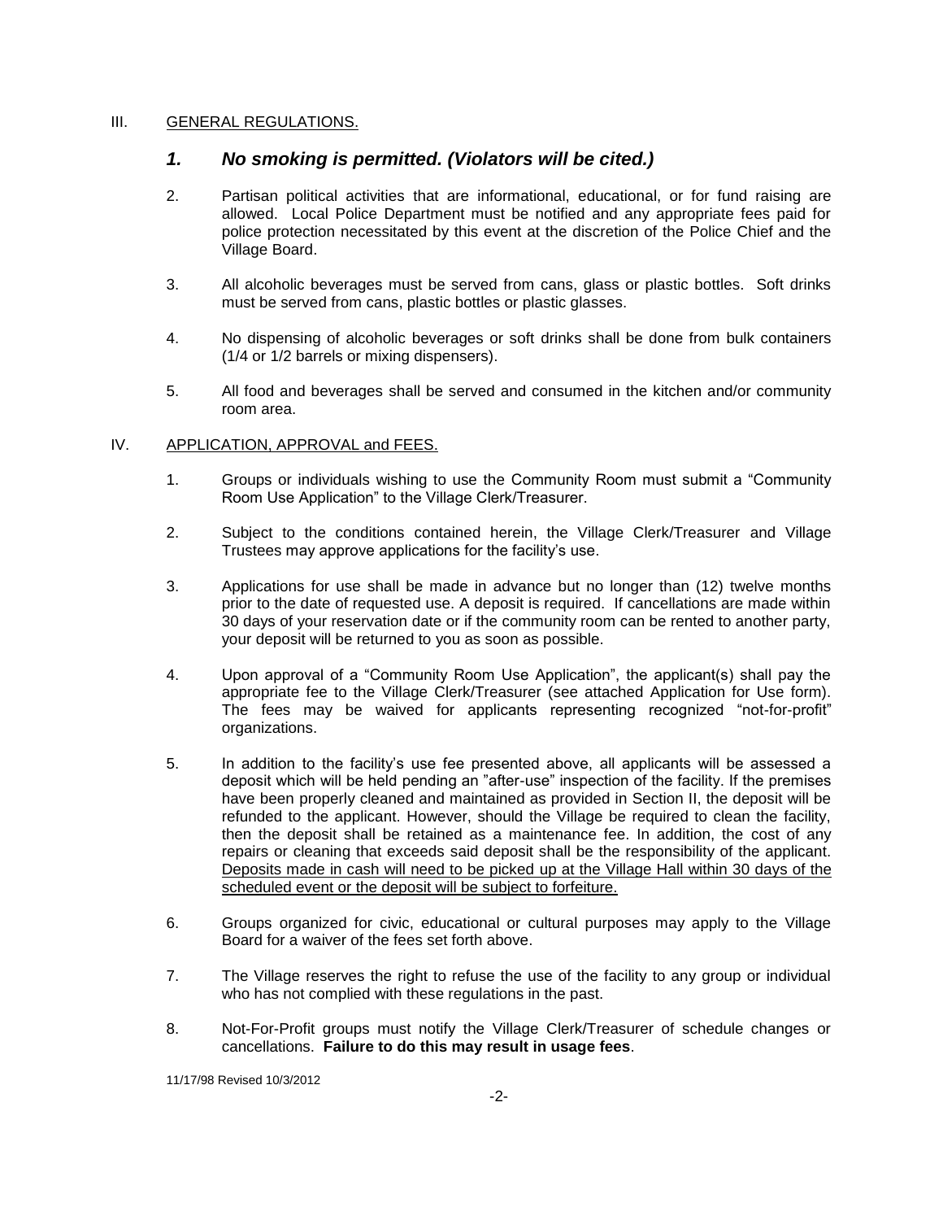III. GENERAL REGULATIONS.

1. ***No smoking is permitted. (Violators will be cited.)***

2. Partisan political activities that are informational, educational, or for fund raising are allowed. Local Police Department must be notified and any appropriate fees paid for police protection necessitated by this event at the discretion of the Police Chief and the Village Board.

3. All alcoholic beverages must be served from cans, glass or plastic bottles. Soft drinks must be served from cans, plastic bottles or plastic glasses.

4. No dispensing of alcoholic beverages or soft drinks shall be done from bulk containers (1/4 or 1/2 barrels or mixing dispensers).

5. All food and beverages shall be served and consumed in the kitchen and/or community room area.

IV. APPLICATION, APPROVAL and FEES.

1. Groups or individuals wishing to use the Community Room must submit a "Community Room Use Application" to the Village Clerk/Treasurer.

2. Subject to the conditions contained herein, the Village Clerk/Treasurer and Village Trustees may approve applications for the facility's use.

3. Applications for use shall be made in advance but no longer than (12) twelve months prior to the date of requested use. A deposit is required. If cancellations are made within 30 days of your reservation date or if the community room can be rented to another party, your deposit will be returned to you as soon as possible.

4. Upon approval of a "Community Room Use Application", the applicant(s) shall pay the appropriate fee to the Village Clerk/Treasurer (see attached Application for Use form). The fees may be waived for applicants representing recognized "not-for-profit" organizations.

5. In addition to the facility's use fee presented above, all applicants will be assessed a deposit which will be held pending an "after-use" inspection of the facility. If the premises have been properly cleaned and maintained as provided in Section II, the deposit will be refunded to the applicant. However, should the Village be required to clean the facility, then the deposit shall be retained as a maintenance fee. In addition, the cost of any repairs or cleaning that exceeds said deposit shall be the responsibility of the applicant. Deposits made in cash will need to be picked up at the Village Hall within 30 days of the scheduled event or the deposit will be subject to forfeiture.

6. Groups organized for civic, educational or cultural purposes may apply to the Village Board for a waiver of the fees set forth above.

7. The Village reserves the right to refuse the use of the facility to any group or individual who has not complied with these regulations in the past.

8. Not-For-Profit groups must notify the Village Clerk/Treasurer of schedule changes or cancellations. **Failure to do this may result in usage fees**.

11/17/98 Revised 10/3/2012